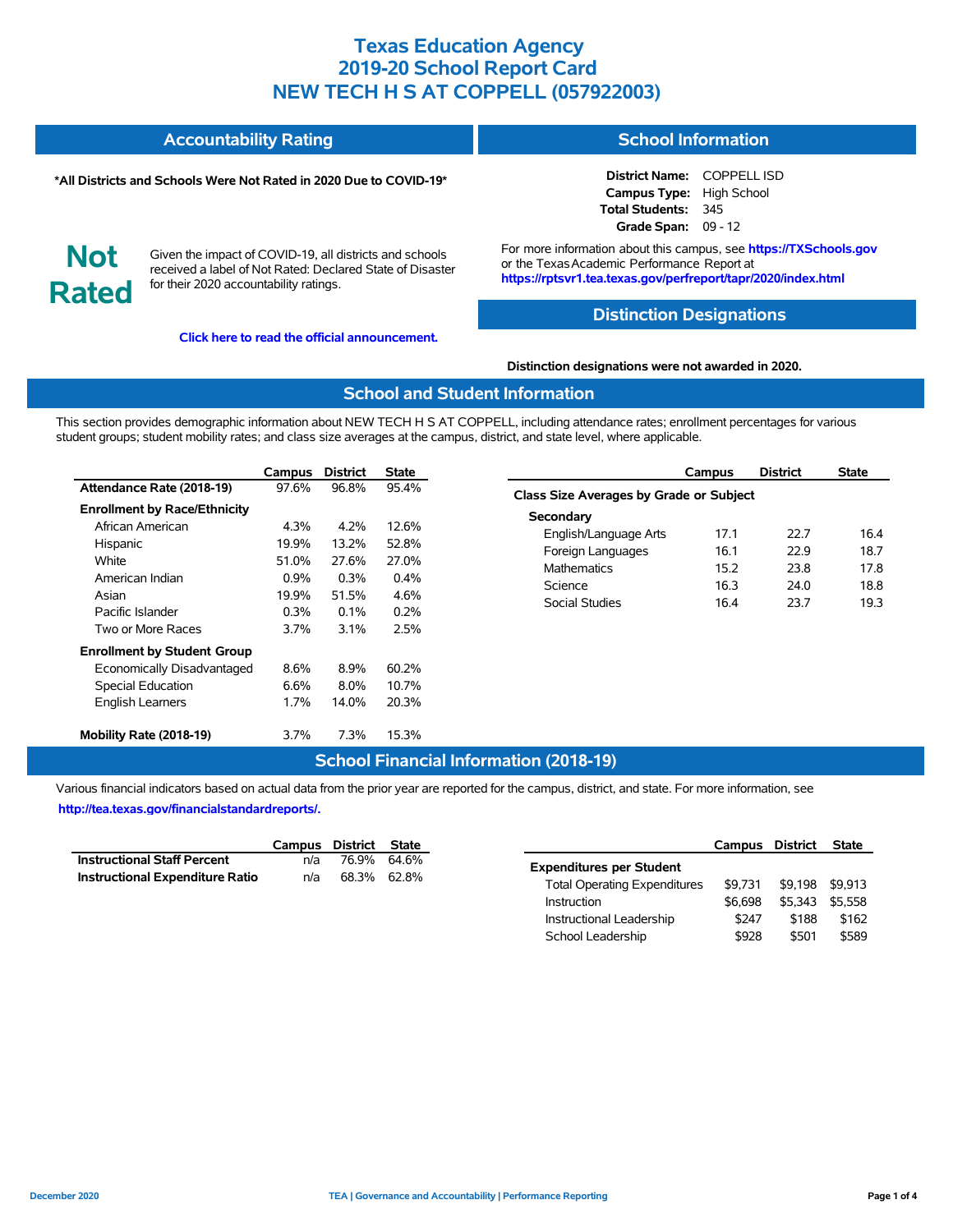# Texas Education Agency
# 2019-20 School Report Card
# NEW TECH H S AT COPPELL (057922003)

## Accountability Rating

**\*All Districts and Schools Were Not Rated in 2020 Due to COVID-19\***

**Not Rated**

Given the impact of COVID-19, all districts and schools received a label of Not Rated: Declared State of Disaster for their 2020 accountability ratings.

**Click here to read the official announcement.**

## School Information

**District Name:** COPPELL ISD
**Campus Type:** High School
**Total Students:** 345
**Grade Span:** 09 - 12

For more information about this campus, see **https://TXSchools.gov** or the Texas Academic Performance Report at **https://rptsvr1.tea.texas.gov/perfreport/tapr/2020/index.html**

## Distinction Designations

**Distinction designations were not awarded in 2020.**

## School and Student Information

This section provides demographic information about NEW TECH H S AT COPPELL, including attendance rates; enrollment percentages for various student groups; student mobility rates; and class size averages at the campus, district, and state level, where applicable.

| | Campus | District | State |
|---|---|---|---|
| **Attendance Rate (2018-19)** | 97.6% | 96.8% | 95.4% |
| **Enrollment by Race/Ethnicity** | | | |
| African American | 4.3% | 4.2% | 12.6% |
| Hispanic | 19.9% | 13.2% | 52.8% |
| White | 51.0% | 27.6% | 27.0% |
| American Indian | 0.9% | 0.3% | 0.4% |
| Asian | 19.9% | 51.5% | 4.6% |
| Pacific Islander | 0.3% | 0.1% | 0.2% |
| Two or More Races | 3.7% | 3.1% | 2.5% |
| **Enrollment by Student Group** | | | |
| Economically Disadvantaged | 8.6% | 8.9% | 60.2% |
| Special Education | 6.6% | 8.0% | 10.7% |
| English Learners | 1.7% | 14.0% | 20.3% |
| **Mobility Rate (2018-19)** | 3.7% | 7.3% | 15.3% |

| | Campus | District | State |
|---|---|---|---|
| **Class Size Averages by Grade or Subject** | | | |
| **Secondary** | | | |
| English/Language Arts | 17.1 | 22.7 | 16.4 |
| Foreign Languages | 16.1 | 22.9 | 18.7 |
| Mathematics | 15.2 | 23.8 | 17.8 |
| Science | 16.3 | 24.0 | 18.8 |
| Social Studies | 16.4 | 23.7 | 19.3 |

## School Financial Information (2018-19)

Various financial indicators based on actual data from the prior year are reported for the campus, district, and state. For more information, see **http://tea.texas.gov/financialstandardreports/.**

| | Campus | District | State |
|---|---|---|---|
| **Instructional Staff Percent** | n/a | 76.9% | 64.6% |
| **Instructional Expenditure Ratio** | n/a | 68.3% | 62.8% |

| | Campus | District | State |
|---|---|---|---|
| **Expenditures per Student** | | | |
| Total Operating Expenditures | $9,731 | $9,198 | $9,913 |
| Instruction | $6,698 | $5,343 | $5,558 |
| Instructional Leadership | $247 | $188 | $162 |
| School Leadership | $928 | $501 | $589 |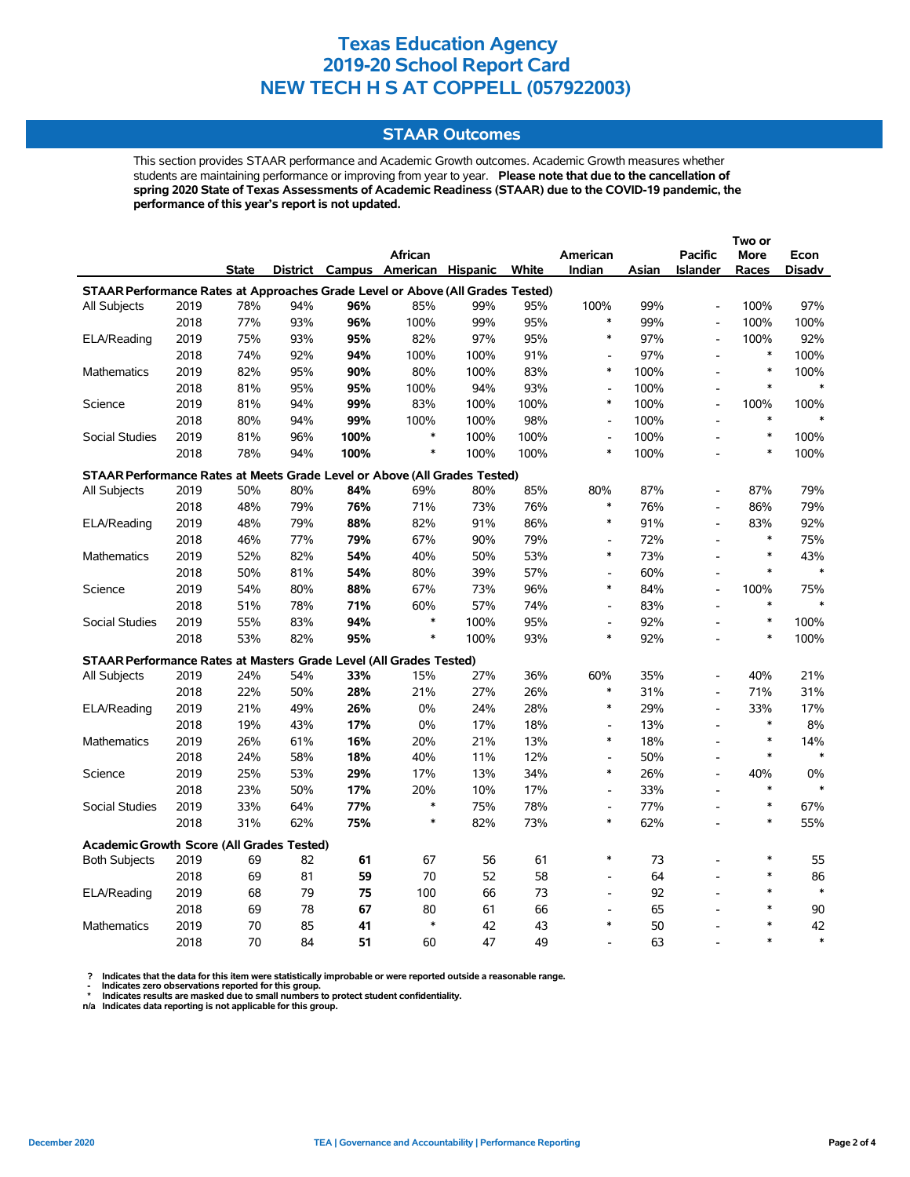# Texas Education Agency
# 2019-20 School Report Card
# NEW TECH H S AT COPPELL (057922003)

## STAAR Outcomes

This section provides STAAR performance and Academic Growth outcomes. Academic Growth measures whether students are maintaining performance or improving from year to year. **Please note that due to the cancellation of spring 2020 State of Texas Assessments of Academic Readiness (STAAR) due to the COVID-19 pandemic, the performance of this year's report is not updated.**

| | | State | District | Campus | African American | Hispanic | White | American Indian | Asian | Pacific Islander | Two or More Races | Econ Disadv |
|---|---|---|---|---|---|---|---|---|---|---|---|---|
| **STAAR Performance Rates at Approaches Grade Level or Above (All Grades Tested)** | | | | | | | | | | | | |
| All Subjects | 2019 | 78% | 94% | **96%** | 85% | 99% | 95% | 100% | 99% | - | 100% | 97% |
| | 2018 | 77% | 93% | **96%** | 100% | 99% | 95% | * | 99% | - | 100% | 100% |
| ELA/Reading | 2019 | 75% | 93% | **95%** | 82% | 97% | 95% | * | 97% | - | 100% | 92% |
| | 2018 | 74% | 92% | **94%** | 100% | 100% | 91% | - | 97% | - | * | 100% |
| Mathematics | 2019 | 82% | 95% | **90%** | 80% | 100% | 83% | * | 100% | - | * | 100% |
| | 2018 | 81% | 95% | **95%** | 100% | 94% | 93% | - | 100% | - | * | * |
| Science | 2019 | 81% | 94% | **99%** | 83% | 100% | 100% | * | 100% | - | 100% | 100% |
| | 2018 | 80% | 94% | **99%** | 100% | 100% | 98% | - | 100% | - | * | * |
| Social Studies | 2019 | 81% | 96% | **100%** | * | 100% | 100% | - | 100% | - | * | 100% |
| | 2018 | 78% | 94% | **100%** | * | 100% | 100% | * | 100% | - | * | 100% |
| **STAAR Performance Rates at Meets Grade Level or Above (All Grades Tested)** | | | | | | | | | | | | |
| All Subjects | 2019 | 50% | 80% | **84%** | 69% | 80% | 85% | 80% | 87% | - | 87% | 79% |
| | 2018 | 48% | 79% | **76%** | 71% | 73% | 76% | * | 76% | - | 86% | 79% |
| ELA/Reading | 2019 | 48% | 79% | **88%** | 82% | 91% | 86% | * | 91% | - | 83% | 92% |
| | 2018 | 46% | 77% | **79%** | 67% | 90% | 79% | - | 72% | - | * | 75% |
| Mathematics | 2019 | 52% | 82% | **54%** | 40% | 50% | 53% | * | 73% | - | * | 43% |
| | 2018 | 50% | 81% | **54%** | 80% | 39% | 57% | - | 60% | - | * | * |
| Science | 2019 | 54% | 80% | **88%** | 67% | 73% | 96% | * | 84% | - | 100% | 75% |
| | 2018 | 51% | 78% | **71%** | 60% | 57% | 74% | - | 83% | - | * | * |
| Social Studies | 2019 | 55% | 83% | **94%** | * | 100% | 95% | - | 92% | - | * | 100% |
| | 2018 | 53% | 82% | **95%** | * | 100% | 93% | * | 92% | - | * | 100% |
| **STAAR Performance Rates at Masters Grade Level (All Grades Tested)** | | | | | | | | | | | | |
| All Subjects | 2019 | 24% | 54% | **33%** | 15% | 27% | 36% | 60% | 35% | - | 40% | 21% |
| | 2018 | 22% | 50% | **28%** | 21% | 27% | 26% | * | 31% | - | 71% | 31% |
| ELA/Reading | 2019 | 21% | 49% | **26%** | 0% | 24% | 28% | * | 29% | - | 33% | 17% |
| | 2018 | 19% | 43% | **17%** | 0% | 17% | 18% | - | 13% | - | * | 8% |
| Mathematics | 2019 | 26% | 61% | **16%** | 20% | 21% | 13% | * | 18% | - | * | 14% |
| | 2018 | 24% | 58% | **18%** | 40% | 11% | 12% | - | 50% | - | * | * |
| Science | 2019 | 25% | 53% | **29%** | 17% | 13% | 34% | * | 26% | - | 40% | 0% |
| | 2018 | 23% | 50% | **17%** | 20% | 10% | 17% | - | 33% | - | * | * |
| Social Studies | 2019 | 33% | 64% | **77%** | * | 75% | 78% | - | 77% | - | * | 67% |
| | 2018 | 31% | 62% | **75%** | * | 82% | 73% | * | 62% | - | * | 55% |
| **Academic Growth Score (All Grades Tested)** | | | | | | | | | | | | |
| Both Subjects | 2019 | 69 | 82 | **61** | 67 | 56 | 61 | * | 73 | - | * | 55 |
| | 2018 | 69 | 81 | **59** | 70 | 52 | 58 | - | 64 | - | * | 86 |
| ELA/Reading | 2019 | 68 | 79 | **75** | 100 | 66 | 73 | - | 92 | - | * | * |
| | 2018 | 69 | 78 | **67** | 80 | 61 | 66 | - | 65 | - | * | 90 |
| Mathematics | 2019 | 70 | 85 | **41** | * | 42 | 43 | * | 50 | - | * | 42 |
| | 2018 | 70 | 84 | **51** | 60 | 47 | 49 | - | 63 | - | * | * |

? Indicates that the data for this item were statistically improbable or were reported outside a reasonable range.
- Indicates zero observations reported for this group.
* Indicates results are masked due to small numbers to protect student confidentiality.
n/a Indicates data reporting is not applicable for this group.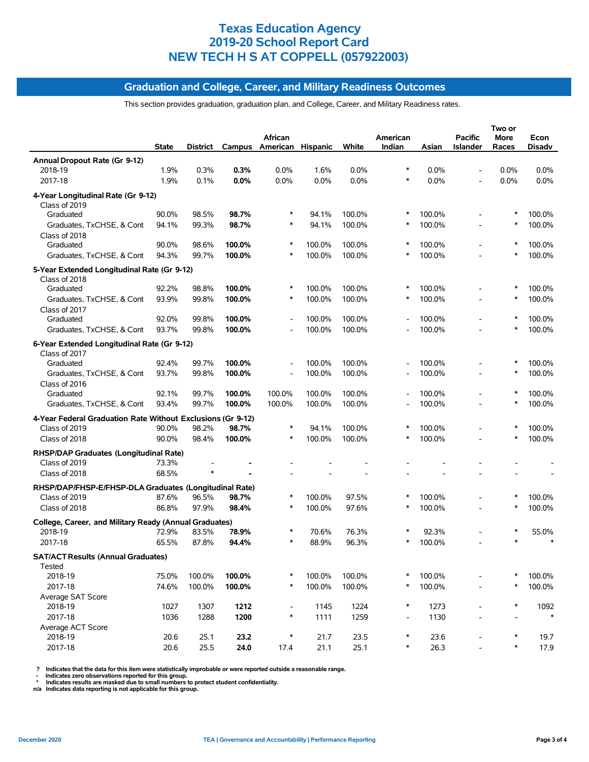# Texas Education Agency
# 2019-20 School Report Card
# NEW TECH H S AT COPPELL (057922003)

## Graduation and College, Career, and Military Readiness Outcomes

This section provides graduation, graduation plan, and College, Career, and Military Readiness rates.

| | State | District | Campus | African American | Hispanic | White | American Indian | Asian | Pacific Islander | Two or More Races | Econ Disadv |
|---|---|---|---|---|---|---|---|---|---|---|---|
| **Annual Dropout Rate (Gr 9-12)** | | | | | | | | | | | |
| 2018-19 | 1.9% | 0.3% | **0.3%** | 0.0% | 1.6% | 0.0% | * | 0.0% | - | 0.0% | 0.0% |
| 2017-18 | 1.9% | 0.1% | **0.0%** | 0.0% | 0.0% | 0.0% | * | 0.0% | - | 0.0% | 0.0% |
| **4-Year Longitudinal Rate (Gr 9-12)** | | | | | | | | | | | |
| Class of 2019 | | | | | | | | | | | |
| Graduated | 90.0% | 98.5% | **98.7%** | * | 94.1% | 100.0% | * | 100.0% | - | * | 100.0% |
| Graduates, TxCHSE, & Cont | 94.1% | 99.3% | **98.7%** | * | 94.1% | 100.0% | * | 100.0% | - | * | 100.0% |
| Class of 2018 | | | | | | | | | | | |
| Graduated | 90.0% | 98.6% | **100.0%** | * | 100.0% | 100.0% | * | 100.0% | - | * | 100.0% |
| Graduates, TxCHSE, & Cont | 94.3% | 99.7% | **100.0%** | * | 100.0% | 100.0% | * | 100.0% | - | * | 100.0% |
| **5-Year Extended Longitudinal Rate (Gr 9-12)** | | | | | | | | | | | |
| Class of 2018 | | | | | | | | | | | |
| Graduated | 92.2% | 98.8% | **100.0%** | * | 100.0% | 100.0% | * | 100.0% | - | * | 100.0% |
| Graduates, TxCHSE, & Cont | 93.9% | 99.8% | **100.0%** | * | 100.0% | 100.0% | * | 100.0% | - | * | 100.0% |
| Class of 2017 | | | | | | | | | | | |
| Graduated | 92.0% | 99.8% | **100.0%** | - | 100.0% | 100.0% | - | 100.0% | - | * | 100.0% |
| Graduates, TxCHSE, & Cont | 93.7% | 99.8% | **100.0%** | - | 100.0% | 100.0% | - | 100.0% | - | * | 100.0% |
| **6-Year Extended Longitudinal Rate (Gr 9-12)** | | | | | | | | | | | |
| Class of 2017 | | | | | | | | | | | |
| Graduated | 92.4% | 99.7% | **100.0%** | - | 100.0% | 100.0% | - | 100.0% | - | * | 100.0% |
| Graduates, TxCHSE, & Cont | 93.7% | 99.8% | **100.0%** | - | 100.0% | 100.0% | - | 100.0% | - | * | 100.0% |
| Class of 2016 | | | | | | | | | | | |
| Graduated | 92.1% | 99.7% | **100.0%** | 100.0% | 100.0% | 100.0% | - | 100.0% | - | * | 100.0% |
| Graduates, TxCHSE, & Cont | 93.4% | 99.7% | **100.0%** | 100.0% | 100.0% | 100.0% | - | 100.0% | - | * | 100.0% |
| **4-Year Federal Graduation Rate Without Exclusions (Gr 9-12)** | | | | | | | | | | | |
| Class of 2019 | 90.0% | 98.2% | **98.7%** | * | 94.1% | 100.0% | * | 100.0% | - | * | 100.0% |
| Class of 2018 | 90.0% | 98.4% | **100.0%** | * | 100.0% | 100.0% | * | 100.0% | - | * | 100.0% |
| **RHSP/DAP Graduates (Longitudinal Rate)** | | | | | | | | | | | |
| Class of 2019 | 73.3% | - | **-** | - | - | - | - | - | - | - | - |
| Class of 2018 | 68.5% | * | **-** | - | - | - | - | - | - | - | - |
| **RHSP/DAP/FHSP-E/FHSP-DLA Graduates (Longitudinal Rate)** | | | | | | | | | | | |
| Class of 2019 | 87.6% | 96.5% | **98.7%** | * | 100.0% | 97.5% | * | 100.0% | - | * | 100.0% |
| Class of 2018 | 86.8% | 97.9% | **98.4%** | * | 100.0% | 97.6% | * | 100.0% | - | * | 100.0% |
| **College, Career, and Military Ready (Annual Graduates)** | | | | | | | | | | | |
| 2018-19 | 72.9% | 83.5% | **78.9%** | * | 70.6% | 76.3% | * | 92.3% | - | * | 55.0% |
| 2017-18 | 65.5% | 87.8% | **94.4%** | * | 88.9% | 96.3% | * | 100.0% | - | * | * |
| **SAT/ACT Results (Annual Graduates)** | | | | | | | | | | | |
| Tested | | | | | | | | | | | |
| 2018-19 | 75.0% | 100.0% | **100.0%** | * | 100.0% | 100.0% | * | 100.0% | - | * | 100.0% |
| 2017-18 | 74.6% | 100.0% | **100.0%** | * | 100.0% | 100.0% | * | 100.0% | - | * | 100.0% |
| Average SAT Score | | | | | | | | | | | |
| 2018-19 | 1027 | 1307 | **1212** | - | 1145 | 1224 | * | 1273 | - | * | 1092 |
| 2017-18 | 1036 | 1288 | **1200** | * | 1111 | 1259 | - | 1130 | - | - | * |
| Average ACT Score | | | | | | | | | | | |
| 2018-19 | 20.6 | 25.1 | **23.2** | * | 21.7 | 23.5 | * | 23.6 | - | * | 19.7 |
| 2017-18 | 20.6 | 25.5 | **24.0** | 17.4 | 21.1 | 25.1 | * | 26.3 | - | * | 17.9 |

? Indicates that the data for this item were statistically improbable or were reported outside a reasonable range.
- Indicates zero observations reported for this group.
* Indicates results are masked due to small numbers to protect student confidentiality.
n/a Indicates data reporting is not applicable for this group.